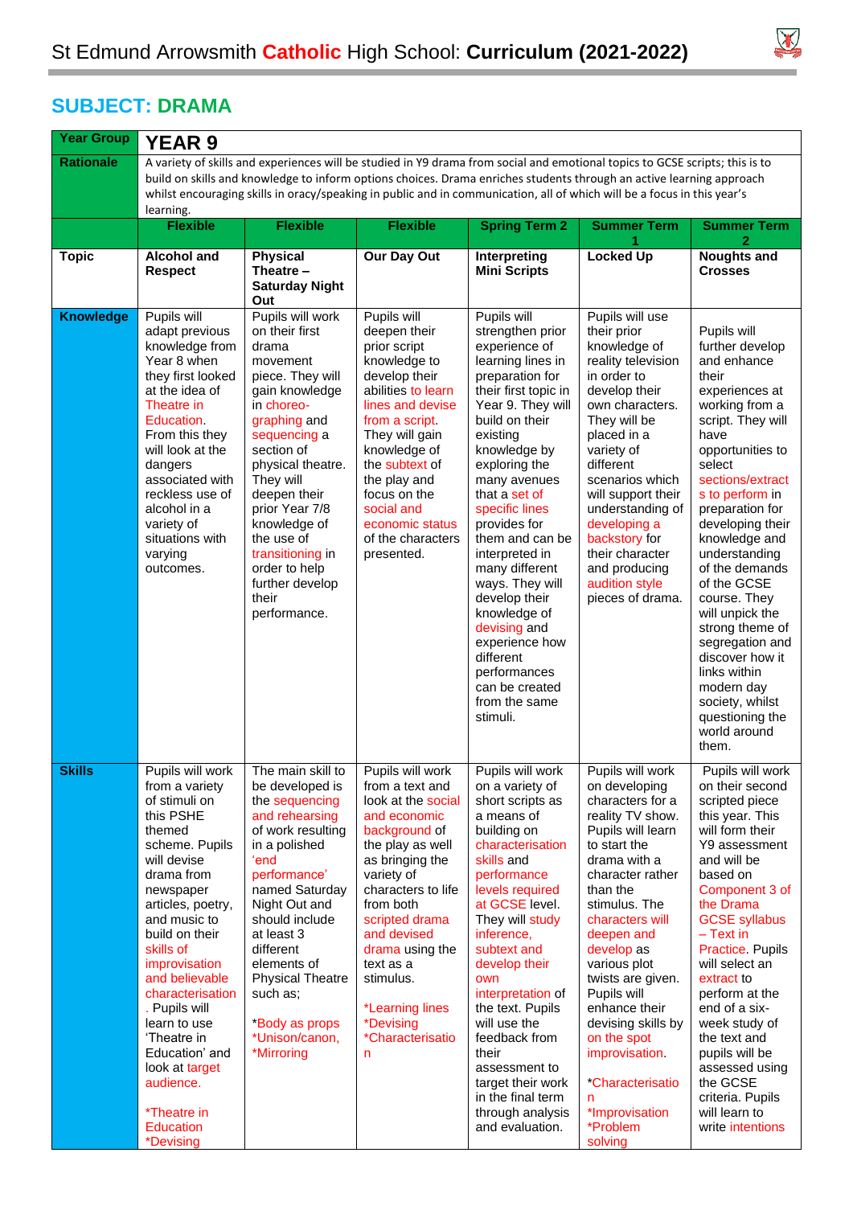# St Edmund Arrowsmith Catholic High School: Curriculum (2021-2022)

## SUBJECT: DRAMA

| Year Group | YEAR 9 | | | | | |
|---|---|---|---|---|---|---|
| Rationale | A variety of skills and experiences will be studied in Y9 drama from social and emotional topics to GCSE scripts; this is to build on skills and knowledge to inform options choices. Drama enriches students through an active learning approach whilst encouraging skills in oracy/speaking in public and in communication, all of which will be a focus in this year's learning. | | | | | |
| | **Flexible** | **Flexible** | **Flexible** | **Spring Term 2** | **Summer Term 1** | **Summer Term 2** |
| **Topic** | **Alcohol and Respect** | **Physical Theatre – Saturday Night Out** | **Our Day Out** | **Interpreting Mini Scripts** | **Locked Up** | **Noughts and Crosses** |
| **Knowledge** | Pupils will adapt previous knowledge from Year 8 when they first looked at the idea of Theatre in Education. From this they will look at the dangers associated with reckless use of alcohol in a variety of situations with varying outcomes. | Pupils will work on their first drama movement piece. They will gain knowledge in choreo-graphing and sequencing a section of physical theatre. They will deepen their prior Year 7/8 knowledge of the use of transitioning in order to help further develop their performance. | Pupils will deepen their prior script knowledge to develop their abilities to learn lines and devise from a script. They will gain knowledge of the subtext of the play and focus on the social and economic status of the characters presented. | Pupils will strengthen prior experience of learning lines in preparation for their first topic in Year 9. They will build on their existing knowledge by exploring the many avenues that a set of specific lines provides for them and can be interpreted in many different ways. They will develop their knowledge of devising and experience how different performances can be created from the same stimuli. | Pupils will use their prior knowledge of reality television in order to develop their own characters. They will be placed in a variety of different scenarios which will support their understanding of developing a backstory for their character and producing audition style pieces of drama. | Pupils will further develop and enhance their experiences at working from a script. They will have opportunities to select sections/extracts to perform in preparation for developing their knowledge and understanding of the demands of the GCSE course. They will unpick the strong theme of segregation and discover how it links within modern day society, whilst questioning the world around them. |
| **Skills** | Pupils will work from a variety of stimuli on this PSHE themed scheme. Pupils will devise drama from newspaper articles, poetry, and music to build on their skills of improvisation and believable characterisation. Pupils will learn to use 'Theatre in Education' and look at target audience.<br><br>*Theatre in Education<br>*Devising | The main skill to be developed is the sequencing and rehearsing of work resulting in a polished 'end performance' named Saturday Night Out and should include at least 3 different elements of Physical Theatre such as;<br><br>*Body as props<br>*Unison/canon,<br>*Mirroring | Pupils will work from a text and look at the social and economic background of the play as well as bringing the variety of characters to life from both scripted drama and devised drama using the text as a stimulus.<br><br>*Learning lines<br>*Devising<br>*Characterisation | Pupils will work on a variety of short scripts as a means of building on characterisation skills and performance levels required at GCSE level. They will study inference, subtext and develop their own interpretation of the text. Pupils will use the feedback from their assessment to target their work in the final term through analysis and evaluation. | Pupils will work on developing characters for a reality TV show. Pupils will learn to start the drama with a character rather than the stimulus. The characters will deepen and develop as various plot twists are given. Pupils will enhance their devising skills by on the spot improvisation.<br><br>*Characterisation<br>*Improvisation<br>*Problem solving | Pupils will work on their second scripted piece this year. This will form their Y9 assessment and will be based on Component 3 of the Drama GCSE syllabus – Text in Practice. Pupils will select an extract to perform at the end of a six-week study of the text and pupils will be assessed using the GCSE criteria. Pupils will learn to write intentions |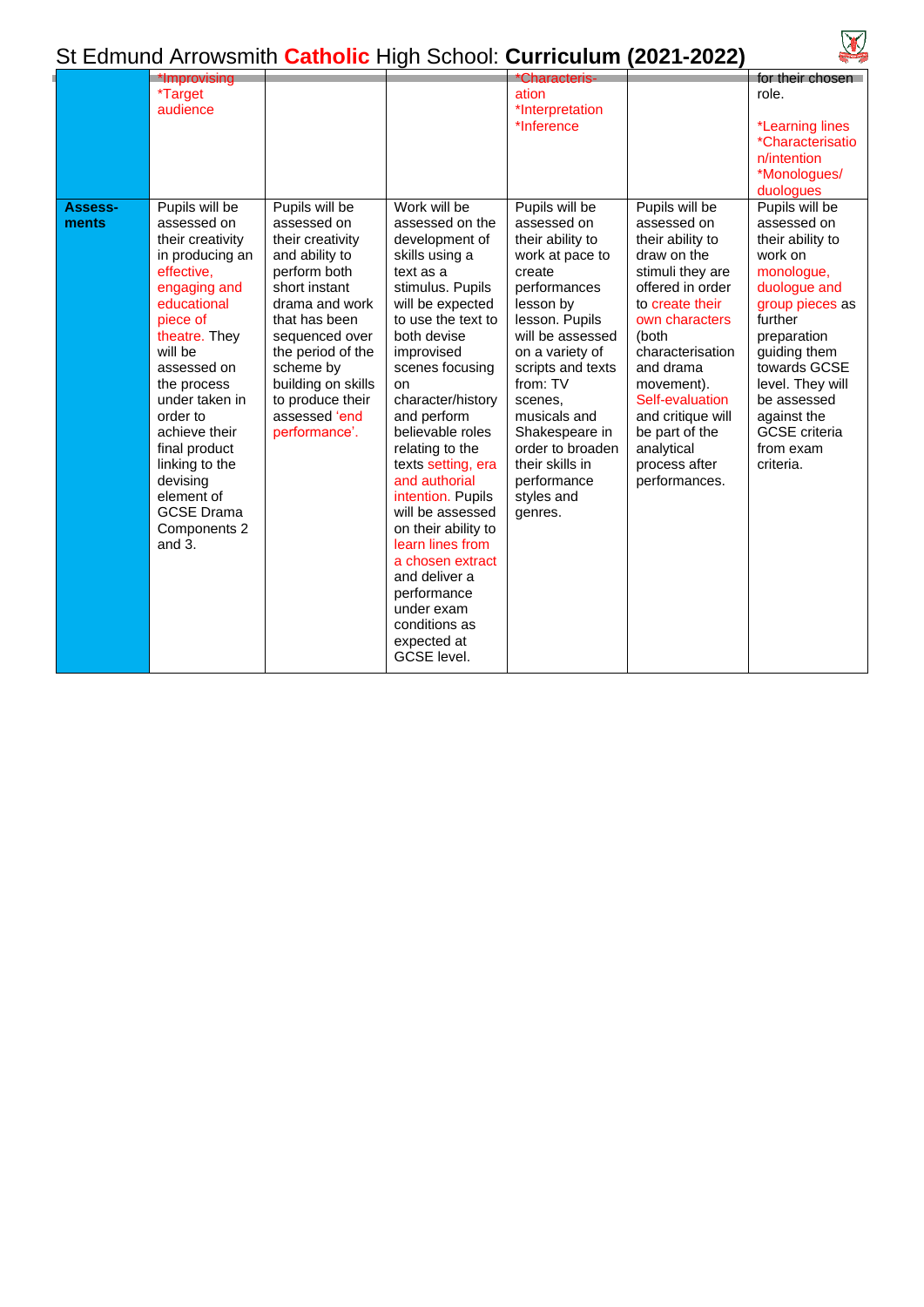# St Edmund Arrowsmith Catholic High School: **Curriculum (2021-2022)**

| | | | | | | |
|---|---|---|---|---|---|---|
| | *Improvising *Target audience | | | *Characteris-ation *Interpretation *Inference | | for their chosen role. *Learning lines *Characterisation/intention *Monologues/ duologues |
| **Assess-ments** | Pupils will be assessed on their creativity in producing an effective, engaging and educational piece of theatre. They will be assessed on the process under taken in order to achieve their final product linking to the devising element of GCSE Drama Components 2 and 3. | Pupils will be assessed on their creativity and ability to perform both short instant drama and work that has been sequenced over the period of the scheme by building on skills to produce their assessed 'end performance'. | Work will be assessed on the development of skills using a text as a stimulus. Pupils will be expected to use the text to both devise improvised scenes focusing on character/history and perform believable roles relating to the texts setting, era and authorial intention. Pupils will be assessed on their ability to learn lines from a chosen extract and deliver a performance under exam conditions as expected at GCSE level. | Pupils will be assessed on their ability to work at pace to create performances lesson by lesson. Pupils will be assessed on a variety of scripts and texts from: TV scenes, musicals and Shakespeare in order to broaden their skills in performance styles and genres. | Pupils will be assessed on their ability to draw on the stimuli they are offered in order to create their own characters (both characterisation and drama movement). Self-evaluation and critique will be part of the analytical process after performances. | Pupils will be assessed on their ability to work on monologue, duologue and group pieces as further preparation guiding them towards GCSE level. They will be assessed against the GCSE criteria from exam criteria. |